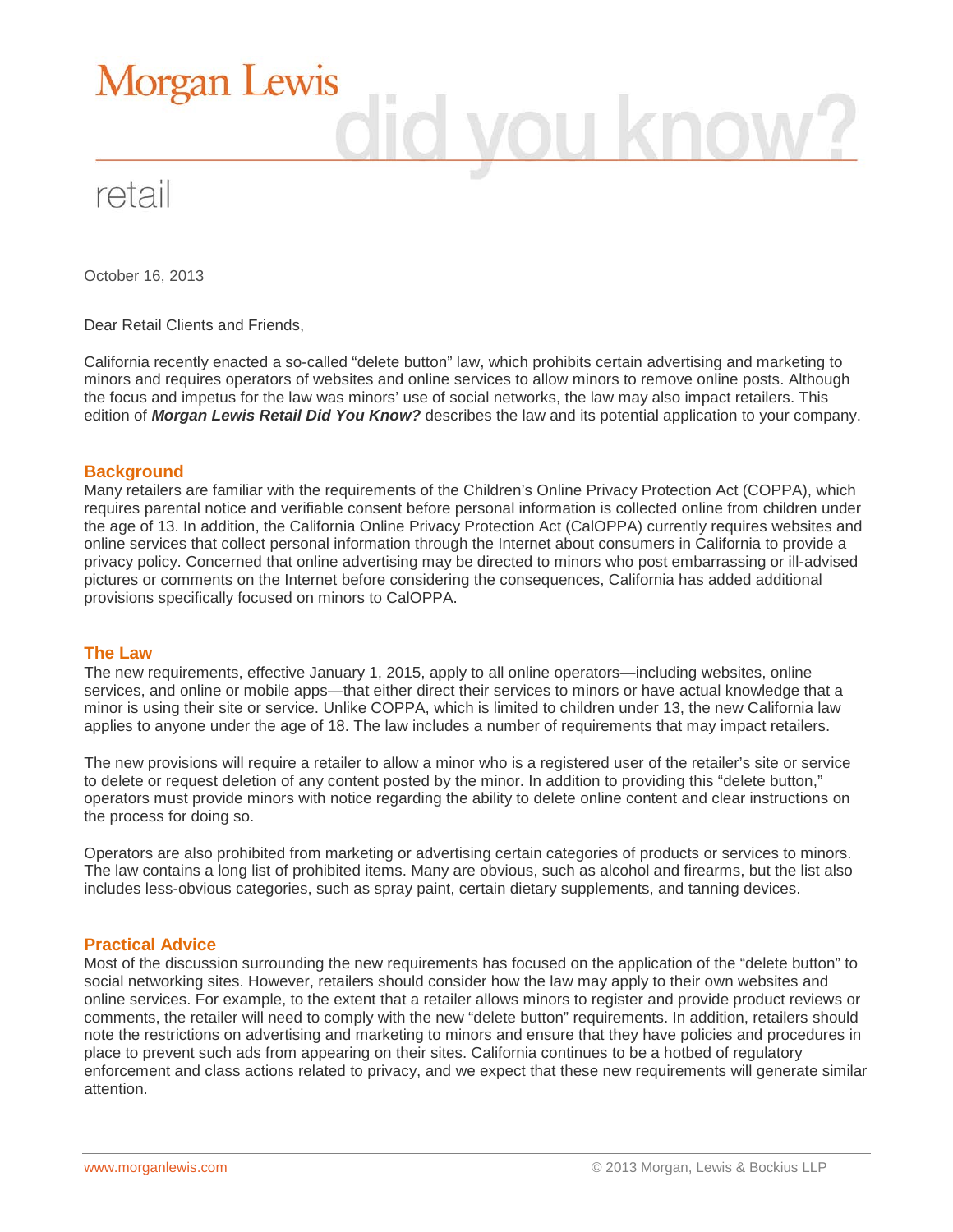# Morgan Lewis

# did you know?

## retail

October 16, 2013

Dear Retail Clients and Friends,

California recently enacted a so-called "delete button" law, which prohibits certain advertising and marketing to minors and requires operators of websites and online services to allow minors to remove online posts. Although the focus and impetus for the law was minors' use of social networks, the law may also impact retailers. This edition of ***Morgan Lewis Retail Did You Know?*** describes the law and its potential application to your company.

### Background

Many retailers are familiar with the requirements of the Children's Online Privacy Protection Act (COPPA), which requires parental notice and verifiable consent before personal information is collected online from children under the age of 13. In addition, the California Online Privacy Protection Act (CalOPPA) currently requires websites and online services that collect personal information through the Internet about consumers in California to provide a privacy policy. Concerned that online advertising may be directed to minors who post embarrassing or ill-advised pictures or comments on the Internet before considering the consequences, California has added additional provisions specifically focused on minors to CalOPPA.

### The Law

The new requirements, effective January 1, 2015, apply to all online operators—including websites, online services, and online or mobile apps—that either direct their services to minors or have actual knowledge that a minor is using their site or service. Unlike COPPA, which is limited to children under 13, the new California law applies to anyone under the age of 18. The law includes a number of requirements that may impact retailers.

The new provisions will require a retailer to allow a minor who is a registered user of the retailer's site or service to delete or request deletion of any content posted by the minor. In addition to providing this "delete button," operators must provide minors with notice regarding the ability to delete online content and clear instructions on the process for doing so.

Operators are also prohibited from marketing or advertising certain categories of products or services to minors. The law contains a long list of prohibited items. Many are obvious, such as alcohol and firearms, but the list also includes less-obvious categories, such as spray paint, certain dietary supplements, and tanning devices.

### Practical Advice

Most of the discussion surrounding the new requirements has focused on the application of the "delete button" to social networking sites. However, retailers should consider how the law may apply to their own websites and online services. For example, to the extent that a retailer allows minors to register and provide product reviews or comments, the retailer will need to comply with the new "delete button" requirements. In addition, retailers should note the restrictions on advertising and marketing to minors and ensure that they have policies and procedures in place to prevent such ads from appearing on their sites. California continues to be a hotbed of regulatory enforcement and class actions related to privacy, and we expect that these new requirements will generate similar attention.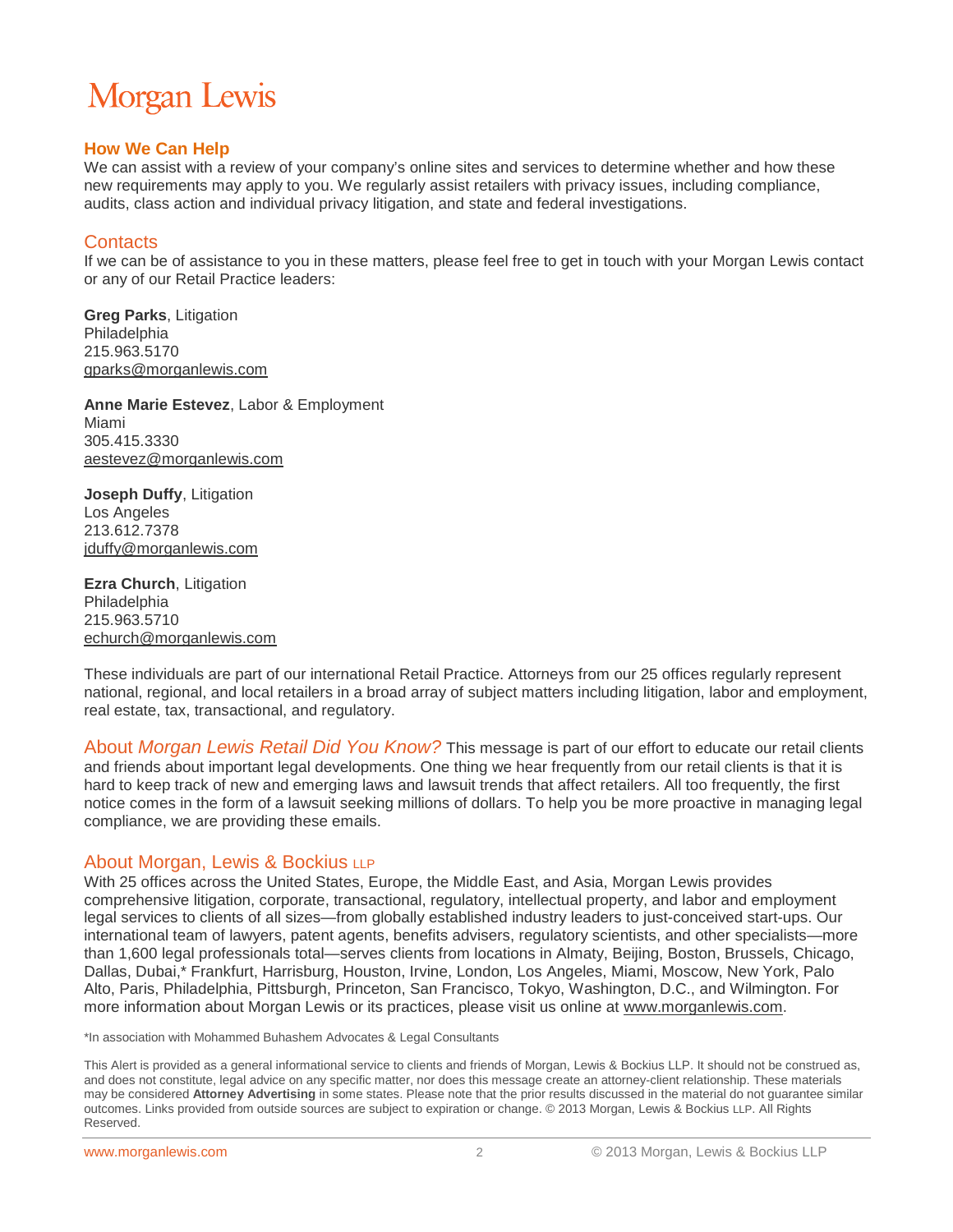# Morgan Lewis

## How We Can Help

We can assist with a review of your company's online sites and services to determine whether and how these new requirements may apply to you. We regularly assist retailers with privacy issues, including compliance, audits, class action and individual privacy litigation, and state and federal investigations.

## Contacts

If we can be of assistance to you in these matters, please feel free to get in touch with your Morgan Lewis contact or any of our Retail Practice leaders:

**Greg Parks**, Litigation
Philadelphia
215.963.5170
gparks@morganlewis.com

**Anne Marie Estevez**, Labor & Employment
Miami
305.415.3330
aestevez@morganlewis.com

**Joseph Duffy**, Litigation
Los Angeles
213.612.7378
jduffy@morganlewis.com

**Ezra Church**, Litigation
Philadelphia
215.963.5710
echurch@morganlewis.com

These individuals are part of our international Retail Practice. Attorneys from our 25 offices regularly represent national, regional, and local retailers in a broad array of subject matters including litigation, labor and employment, real estate, tax, transactional, and regulatory.

**About *Morgan Lewis Retail Did You Know?*** This message is part of our effort to educate our retail clients and friends about important legal developments. One thing we hear frequently from our retail clients is that it is hard to keep track of new and emerging laws and lawsuit trends that affect retailers. All too frequently, the first notice comes in the form of a lawsuit seeking millions of dollars. To help you be more proactive in managing legal compliance, we are providing these emails.

## About Morgan, Lewis & Bockius LLP

With 25 offices across the United States, Europe, the Middle East, and Asia, Morgan Lewis provides comprehensive litigation, corporate, transactional, regulatory, intellectual property, and labor and employment legal services to clients of all sizes—from globally established industry leaders to just-conceived start-ups. Our international team of lawyers, patent agents, benefits advisers, regulatory scientists, and other specialists—more than 1,600 legal professionals total—serves clients from locations in Almaty, Beijing, Boston, Brussels, Chicago, Dallas, Dubai,* Frankfurt, Harrisburg, Houston, Irvine, London, Los Angeles, Miami, Moscow, New York, Palo Alto, Paris, Philadelphia, Pittsburgh, Princeton, San Francisco, Tokyo, Washington, D.C., and Wilmington. For more information about Morgan Lewis or its practices, please visit us online at www.morganlewis.com.

*In association with Mohammed Buhashem Advocates & Legal Consultants

This Alert is provided as a general informational service to clients and friends of Morgan, Lewis & Bockius LLP. It should not be construed as, and does not constitute, legal advice on any specific matter, nor does this message create an attorney-client relationship. These materials may be considered **Attorney Advertising** in some states. Please note that the prior results discussed in the material do not guarantee similar outcomes. Links provided from outside sources are subject to expiration or change. © 2013 Morgan, Lewis & Bockius LLP. All Rights Reserved.